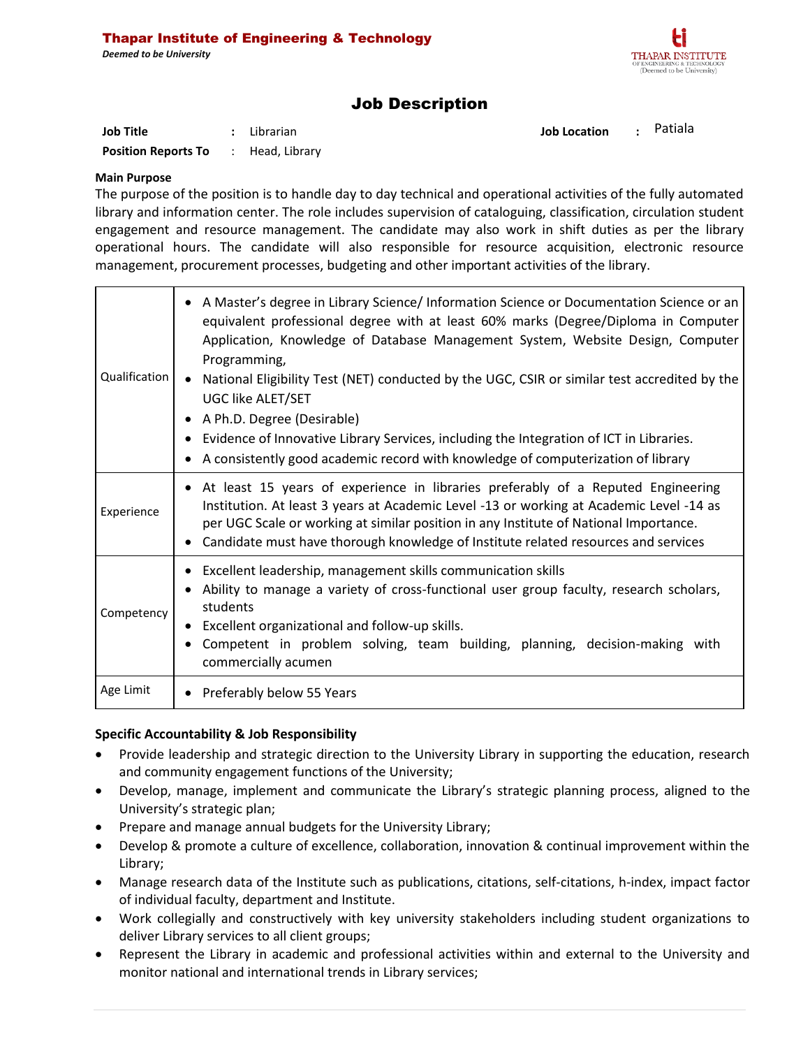**Thapar Institute of Engineering & Technology**

*Deemed to be University*

# Job Description

**Job Title** : Librarian

**Job Location** : Patiala

**Position Reports To** : Head, Library

**Main Purpose**

The purpose of the position is to handle day to day technical and operational activities of the fully automated library and information center. The role includes supervision of cataloguing, classification, circulation student engagement and resource management. The candidate may also work in shift duties as per the library operational hours. The candidate will also responsible for resource acquisition, electronic resource management, procurement processes, budgeting and other important activities of the library.

| | |
|---|---|
| Qualification | • A Master's degree in Library Science/ Information Science or Documentation Science or an equivalent professional degree with at least 60% marks (Degree/Diploma in Computer Application, Knowledge of Database Management System, Website Design, Computer Programming, <br> • National Eligibility Test (NET) conducted by the UGC, CSIR or similar test accredited by the UGC like ALET/SET <br> • A Ph.D. Degree (Desirable) <br> • Evidence of Innovative Library Services, including the Integration of ICT in Libraries. <br> • A consistently good academic record with knowledge of computerization of library |
| Experience | • At least 15 years of experience in libraries preferably of a Reputed Engineering Institution. At least 3 years at Academic Level -13 or working at Academic Level -14 as per UGC Scale or working at similar position in any Institute of National Importance. <br> • Candidate must have thorough knowledge of Institute related resources and services |
| Competency | • Excellent leadership, management skills communication skills <br> • Ability to manage a variety of cross-functional user group faculty, research scholars, students <br> • Excellent organizational and follow-up skills. <br> • Competent in problem solving, team building, planning, decision-making with commercially acumen |
| Age Limit | • Preferably below 55 Years |

**Specific Accountability & Job Responsibility**

- Provide leadership and strategic direction to the University Library in supporting the education, research and community engagement functions of the University;
- Develop, manage, implement and communicate the Library's strategic planning process, aligned to the University's strategic plan;
- Prepare and manage annual budgets for the University Library;
- Develop & promote a culture of excellence, collaboration, innovation & continual improvement within the Library;
- Manage research data of the Institute such as publications, citations, self-citations, h-index, impact factor of individual faculty, department and Institute.
- Work collegially and constructively with key university stakeholders including student organizations to deliver Library services to all client groups;
- Represent the Library in academic and professional activities within and external to the University and monitor national and international trends in Library services;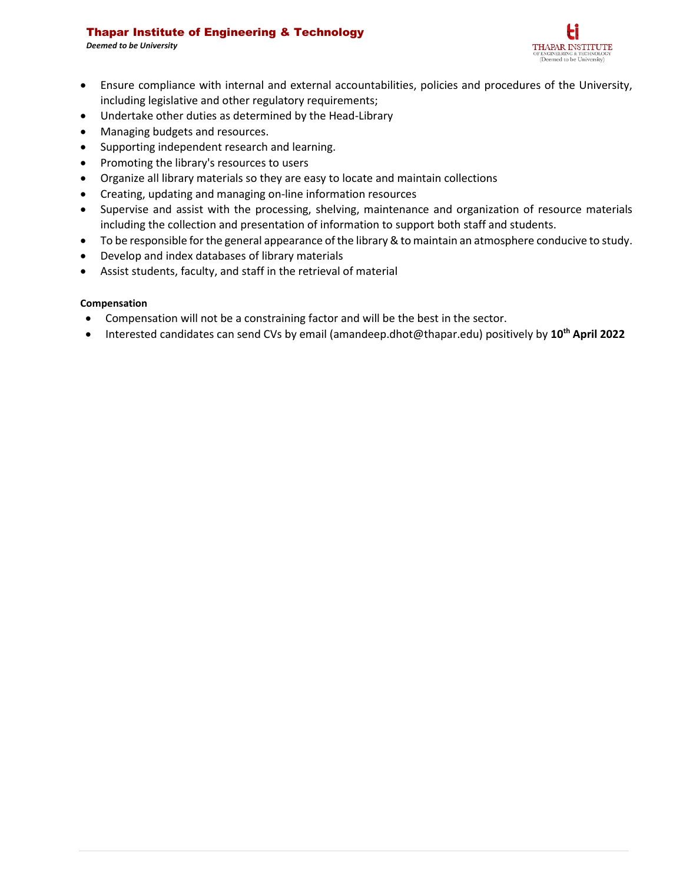- Ensure compliance with internal and external accountabilities, policies and procedures of the University, including legislative and other regulatory requirements;
- Undertake other duties as determined by the Head-Library
- Managing budgets and resources.
- Supporting independent research and learning.
- Promoting the library's resources to users
- Organize all library materials so they are easy to locate and maintain collections
- Creating, updating and managing on-line information resources
- Supervise and assist with the processing, shelving, maintenance and organization of resource materials including the collection and presentation of information to support both staff and students.
- To be responsible for the general appearance of the library & to maintain an atmosphere conducive to study.
- Develop and index databases of library materials
- Assist students, faculty, and staff in the retrieval of material

**Compensation**

- Compensation will not be a constraining factor and will be the best in the sector.
- Interested candidates can send CVs by email (amandeep.dhot@thapar.edu) positively by **10th April 2022**